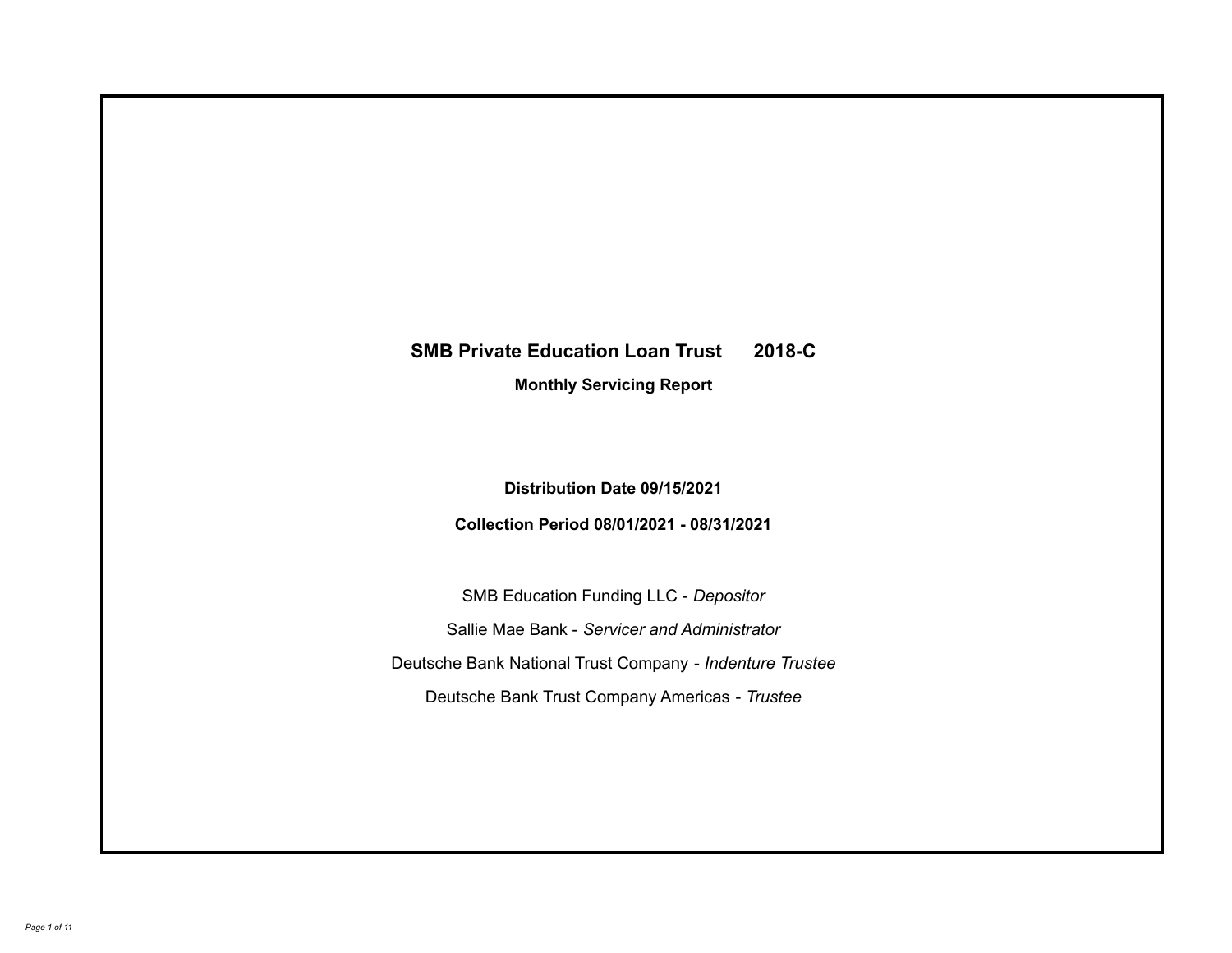# SMB Private Education Loan Trust 2018-C

**Monthly Servicing Report**

**Distribution Date 09/15/2021**

**Collection Period 08/01/2021 - 08/31/2021**

SMB Education Funding LLC - *Depositor*

Sallie Mae Bank - *Servicer and Administrator*

Deutsche Bank National Trust Company - *Indenture Trustee*

Deutsche Bank Trust Company Americas - *Trustee*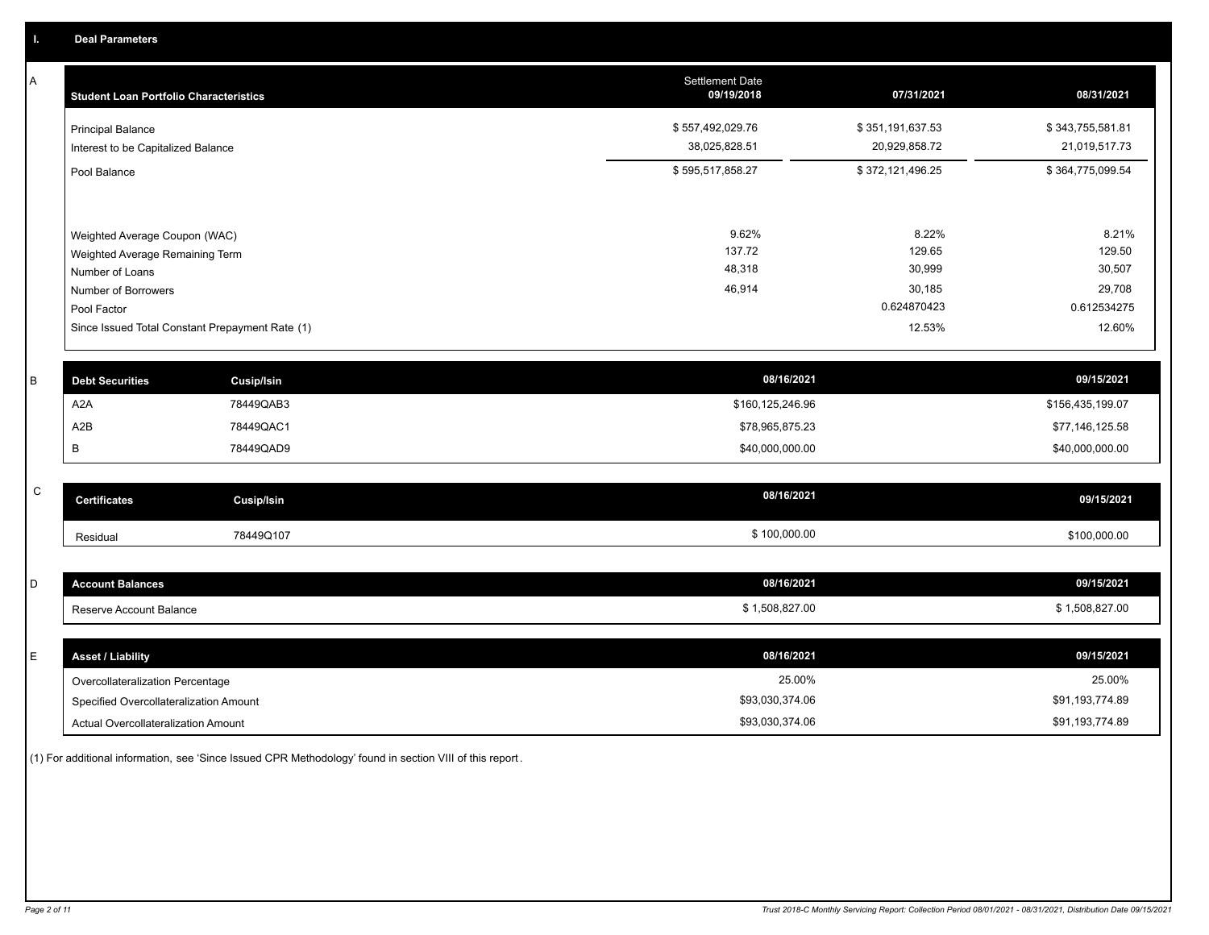## I. Deal Parameters

### A

| Student Loan Portfolio Characteristics | Settlement Date 09/19/2018 | 07/31/2021 | 08/31/2021 |
|---|---|---|---|
| Principal Balance | $ 557,492,029.76 | $ 351,191,637.53 | $ 343,755,581.81 |
| Interest to be Capitalized Balance | 38,025,828.51 | 20,929,858.72 | 21,019,517.73 |
| Pool Balance | $ 595,517,858.27 | $ 372,121,496.25 | $ 364,775,099.54 |
| Weighted Average Coupon (WAC) | 9.62% | 8.22% | 8.21% |
| Weighted Average Remaining Term | 137.72 | 129.65 | 129.50 |
| Number of Loans | 48,318 | 30,999 | 30,507 |
| Number of Borrowers | 46,914 | 30,185 | 29,708 |
| Pool Factor | | 0.624870423 | 0.612534275 |
| Since Issued Total Constant Prepayment Rate (1) | | 12.53% | 12.60% |

### B

| Debt Securities | Cusip/Isin | 08/16/2021 | 09/15/2021 |
|---|---|---|---|
| A2A | 78449QAB3 | $160,125,246.96 | $156,435,199.07 |
| A2B | 78449QAC1 | $78,965,875.23 | $77,146,125.58 |
| B | 78449QAD9 | $40,000,000.00 | $40,000,000.00 |

### C

| Certificates | Cusip/Isin | 08/16/2021 | 09/15/2021 |
|---|---|---|---|
| Residual | 78449Q107 | $ 100,000.00 | $100,000.00 |

### D

| Account Balances | 08/16/2021 | 09/15/2021 |
|---|---|---|
| Reserve Account Balance | $ 1,508,827.00 | $ 1,508,827.00 |

### E

| Asset / Liability | 08/16/2021 | 09/15/2021 |
|---|---|---|
| Overcollateralization Percentage | 25.00% | 25.00% |
| Specified Overcollateralization Amount | $93,030,374.06 | $91,193,774.89 |
| Actual Overcollateralization Amount | $93,030,374.06 | $91,193,774.89 |

(1) For additional information, see 'Since Issued CPR Methodology' found in section VIII of this report.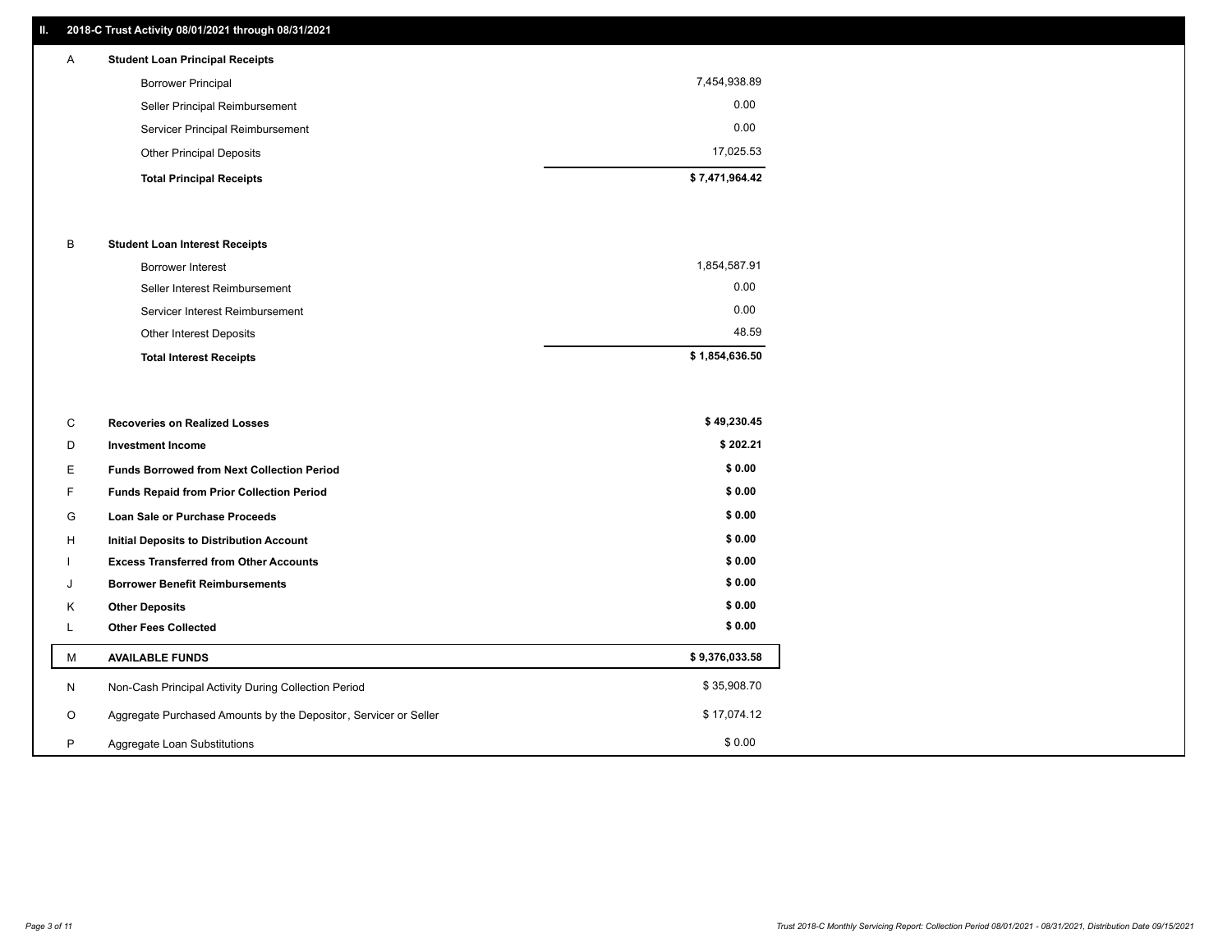## II. 2018-C Trust Activity 08/01/2021 through 08/31/2021

| | | |
|---|---|---|
| A | **Student Loan Principal Receipts** | |
| | Borrower Principal | 7,454,938.89 |
| | Seller Principal Reimbursement | 0.00 |
| | Servicer Principal Reimbursement | 0.00 |
| | Other Principal Deposits | 17,025.53 |
| | **Total Principal Receipts** | **$ 7,471,964.42** |
| B | **Student Loan Interest Receipts** | |
| | Borrower Interest | 1,854,587.91 |
| | Seller Interest Reimbursement | 0.00 |
| | Servicer Interest Reimbursement | 0.00 |
| | Other Interest Deposits | 48.59 |
| | **Total Interest Receipts** | **$ 1,854,636.50** |
| C | **Recoveries on Realized Losses** | **$ 49,230.45** |
| D | **Investment Income** | **$ 202.21** |
| E | **Funds Borrowed from Next Collection Period** | **$ 0.00** |
| F | **Funds Repaid from Prior Collection Period** | **$ 0.00** |
| G | **Loan Sale or Purchase Proceeds** | **$ 0.00** |
| H | **Initial Deposits to Distribution Account** | **$ 0.00** |
| I | **Excess Transferred from Other Accounts** | **$ 0.00** |
| J | **Borrower Benefit Reimbursements** | **$ 0.00** |
| K | **Other Deposits** | **$ 0.00** |
| L | **Other Fees Collected** | **$ 0.00** |
| M | **AVAILABLE FUNDS** | **$ 9,376,033.58** |
| N | Non-Cash Principal Activity During Collection Period | $ 35,908.70 |
| O | Aggregate Purchased Amounts by the Depositor, Servicer or Seller | $ 17,074.12 |
| P | Aggregate Loan Substitutions | $ 0.00 |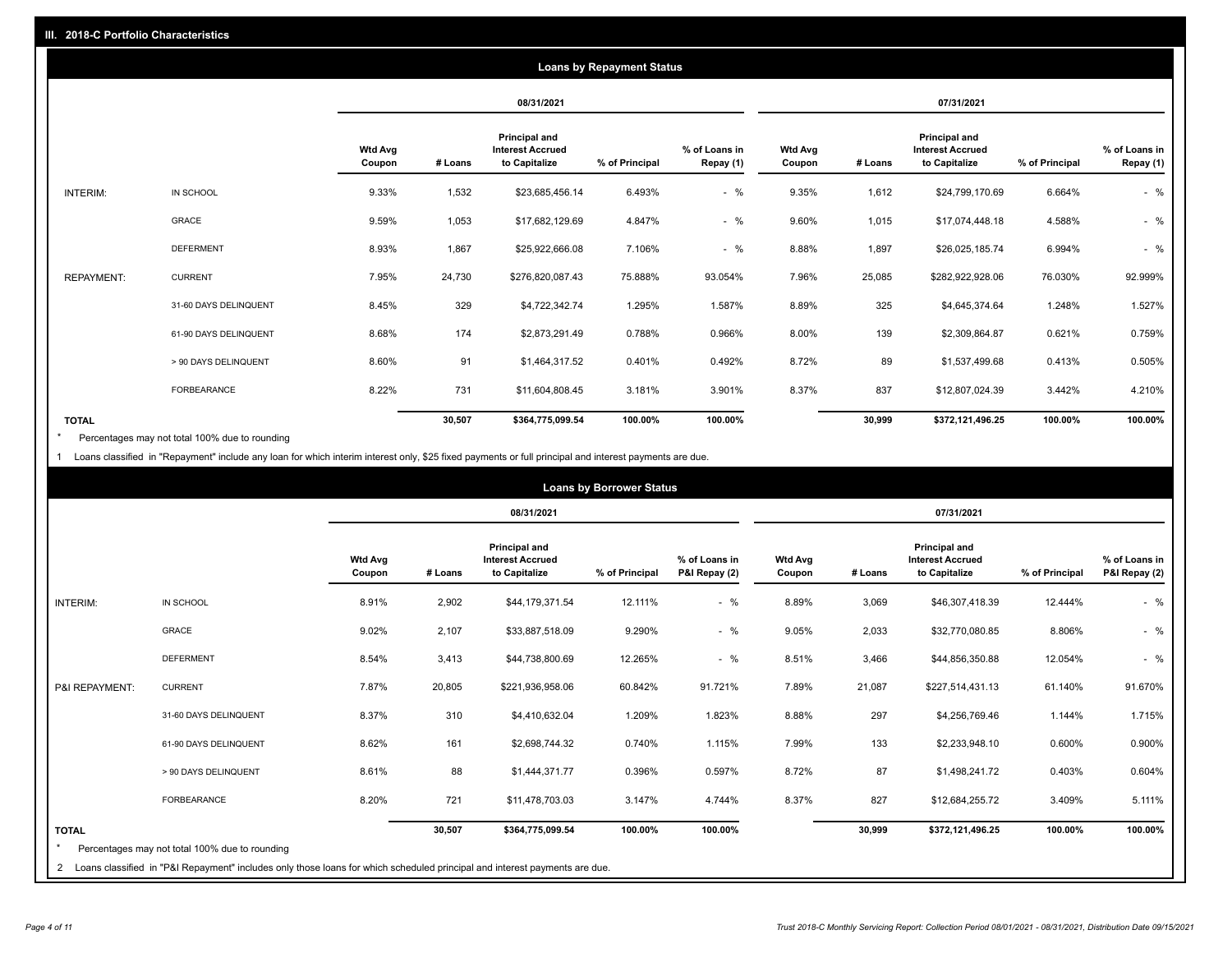## III. 2018-C Portfolio Characteristics

### Loans by Repayment Status

| | | 08/31/2021 | | | | | 07/31/2021 | | | | |
|---|---|---|---|---|---|---|---|---|---|---|---|
| | | Wtd Avg Coupon | # Loans | Principal and Interest Accrued to Capitalize | % of Principal | % of Loans in Repay (1) | Wtd Avg Coupon | # Loans | Principal and Interest Accrued to Capitalize | % of Principal | % of Loans in Repay (1) |
| INTERIM: | IN SCHOOL | 9.33% | 1,532 | $23,685,456.14 | 6.493% | - % | 9.35% | 1,612 | $24,799,170.69 | 6.664% | - % |
| | GRACE | 9.59% | 1,053 | $17,682,129.69 | 4.847% | - % | 9.60% | 1,015 | $17,074,448.18 | 4.588% | - % |
| | DEFERMENT | 8.93% | 1,867 | $25,922,666.08 | 7.106% | - % | 8.88% | 1,897 | $26,025,185.74 | 6.994% | - % |
| REPAYMENT: | CURRENT | 7.95% | 24,730 | $276,820,087.43 | 75.888% | 93.054% | 7.96% | 25,085 | $282,922,928.06 | 76.030% | 92.999% |
| | 31-60 DAYS DELINQUENT | 8.45% | 329 | $4,722,342.74 | 1.295% | 1.587% | 8.89% | 325 | $4,645,374.64 | 1.248% | 1.527% |
| | 61-90 DAYS DELINQUENT | 8.68% | 174 | $2,873,291.49 | 0.788% | 0.966% | 8.00% | 139 | $2,309,864.87 | 0.621% | 0.759% |
| | > 90 DAYS DELINQUENT | 8.60% | 91 | $1,464,317.52 | 0.401% | 0.492% | 8.72% | 89 | $1,537,499.68 | 0.413% | 0.505% |
| | FORBEARANCE | 8.22% | 731 | $11,604,808.45 | 3.181% | 3.901% | 8.37% | 837 | $12,807,024.39 | 3.442% | 4.210% |
| TOTAL | | | 30,507 | $364,775,099.54 | 100.00% | 100.00% | | 30,999 | $372,121,496.25 | 100.00% | 100.00% |

\* Percentages may not total 100% due to rounding

1 Loans classified in "Repayment" include any loan for which interim interest only, $25 fixed payments or full principal and interest payments are due.

### Loans by Borrower Status

| | | 08/31/2021 | | | | | 07/31/2021 | | | | |
|---|---|---|---|---|---|---|---|---|---|---|---|
| | | Wtd Avg Coupon | # Loans | Principal and Interest Accrued to Capitalize | % of Principal | % of Loans in P&I Repay (2) | Wtd Avg Coupon | # Loans | Principal and Interest Accrued to Capitalize | % of Principal | % of Loans in P&I Repay (2) |
| INTERIM: | IN SCHOOL | 8.91% | 2,902 | $44,179,371.54 | 12.111% | - % | 8.89% | 3,069 | $46,307,418.39 | 12.444% | - % |
| | GRACE | 9.02% | 2,107 | $33,887,518.09 | 9.290% | - % | 9.05% | 2,033 | $32,770,080.85 | 8.806% | - % |
| | DEFERMENT | 8.54% | 3,413 | $44,738,800.69 | 12.265% | - % | 8.51% | 3,466 | $44,856,350.88 | 12.054% | - % |
| P&I REPAYMENT: | CURRENT | 7.87% | 20,805 | $221,936,958.06 | 60.842% | 91.721% | 7.89% | 21,087 | $227,514,431.13 | 61.140% | 91.670% |
| | 31-60 DAYS DELINQUENT | 8.37% | 310 | $4,410,632.04 | 1.209% | 1.823% | 8.88% | 297 | $4,256,769.46 | 1.144% | 1.715% |
| | 61-90 DAYS DELINQUENT | 8.62% | 161 | $2,698,744.32 | 0.740% | 1.115% | 7.99% | 133 | $2,233,948.10 | 0.600% | 0.900% |
| | > 90 DAYS DELINQUENT | 8.61% | 88 | $1,444,371.77 | 0.396% | 0.597% | 8.72% | 87 | $1,498,241.72 | 0.403% | 0.604% |
| | FORBEARANCE | 8.20% | 721 | $11,478,703.03 | 3.147% | 4.744% | 8.37% | 827 | $12,684,255.72 | 3.409% | 5.111% |
| TOTAL | | | 30,507 | $364,775,099.54 | 100.00% | 100.00% | | 30,999 | $372,121,496.25 | 100.00% | 100.00% |

\* Percentages may not total 100% due to rounding

2 Loans classified in "P&I Repayment" includes only those loans for which scheduled principal and interest payments are due.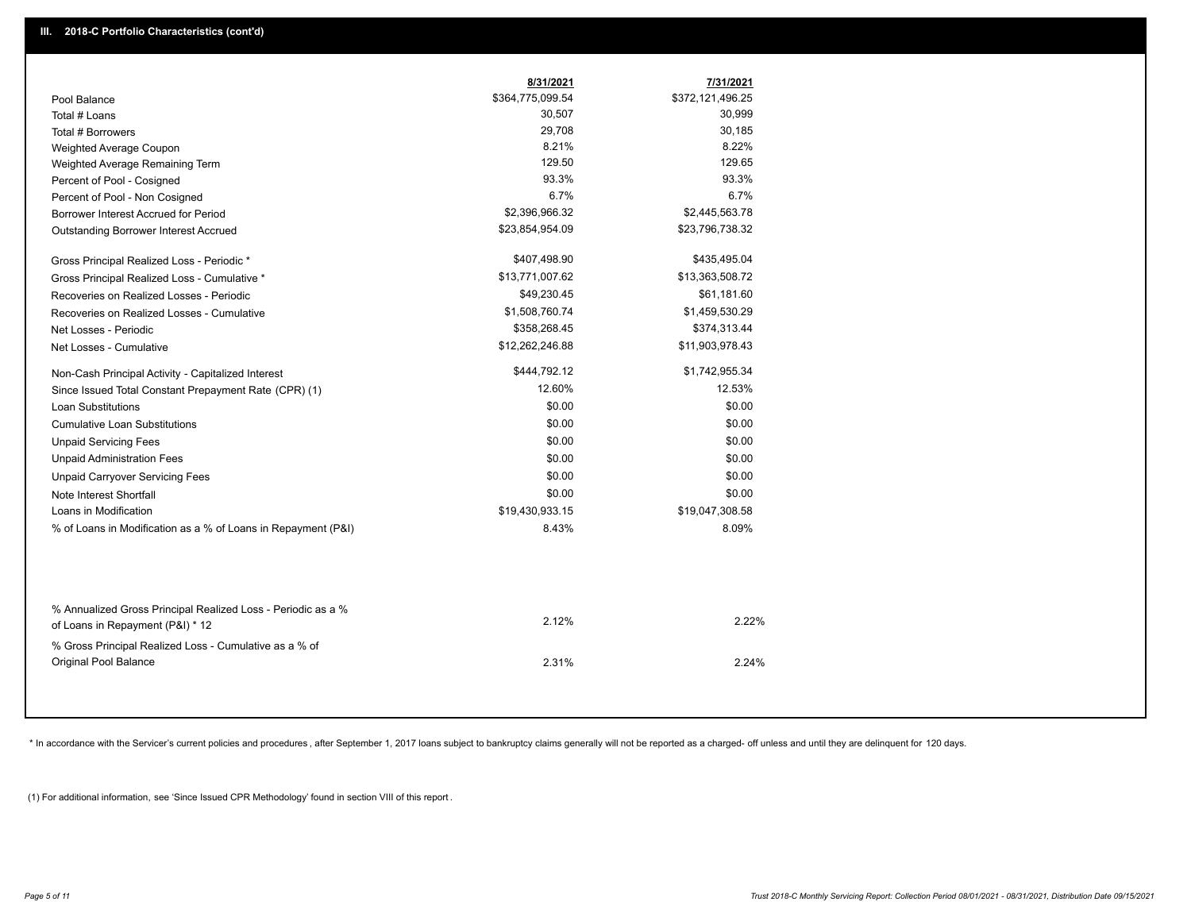## III. 2018-C Portfolio Characteristics (cont'd)

| | 8/31/2021 | 7/31/2021 |
|---|---|---|
| Pool Balance | $364,775,099.54 | $372,121,496.25 |
| Total # Loans | 30,507 | 30,999 |
| Total # Borrowers | 29,708 | 30,185 |
| Weighted Average Coupon | 8.21% | 8.22% |
| Weighted Average Remaining Term | 129.50 | 129.65 |
| Percent of Pool - Cosigned | 93.3% | 93.3% |
| Percent of Pool - Non Cosigned | 6.7% | 6.7% |
| Borrower Interest Accrued for Period | $2,396,966.32 | $2,445,563.78 |
| Outstanding Borrower Interest Accrued | $23,854,954.09 | $23,796,738.32 |
| Gross Principal Realized Loss - Periodic * | $407,498.90 | $435,495.04 |
| Gross Principal Realized Loss - Cumulative * | $13,771,007.62 | $13,363,508.72 |
| Recoveries on Realized Losses - Periodic | $49,230.45 | $61,181.60 |
| Recoveries on Realized Losses - Cumulative | $1,508,760.74 | $1,459,530.29 |
| Net Losses - Periodic | $358,268.45 | $374,313.44 |
| Net Losses - Cumulative | $12,262,246.88 | $11,903,978.43 |
| Non-Cash Principal Activity - Capitalized Interest | $444,792.12 | $1,742,955.34 |
| Since Issued Total Constant Prepayment Rate (CPR) (1) | 12.60% | 12.53% |
| Loan Substitutions | $0.00 | $0.00 |
| Cumulative Loan Substitutions | $0.00 | $0.00 |
| Unpaid Servicing Fees | $0.00 | $0.00 |
| Unpaid Administration Fees | $0.00 | $0.00 |
| Unpaid Carryover Servicing Fees | $0.00 | $0.00 |
| Note Interest Shortfall | $0.00 | $0.00 |
| Loans in Modification | $19,430,933.15 | $19,047,308.58 |
| % of Loans in Modification as a % of Loans in Repayment (P&I) | 8.43% | 8.09% |
| % Annualized Gross Principal Realized Loss - Periodic as a % of Loans in Repayment (P&I) * 12 | 2.12% | 2.22% |
| % Gross Principal Realized Loss - Cumulative as a % of Original Pool Balance | 2.31% | 2.24% |

* In accordance with the Servicer's current policies and procedures , after September 1, 2017 loans subject to bankruptcy claims generally will not be reported as a charged- off unless and until they are delinquent for 120 days.

(1) For additional information, see 'Since Issued CPR Methodology' found in section VIII of this report .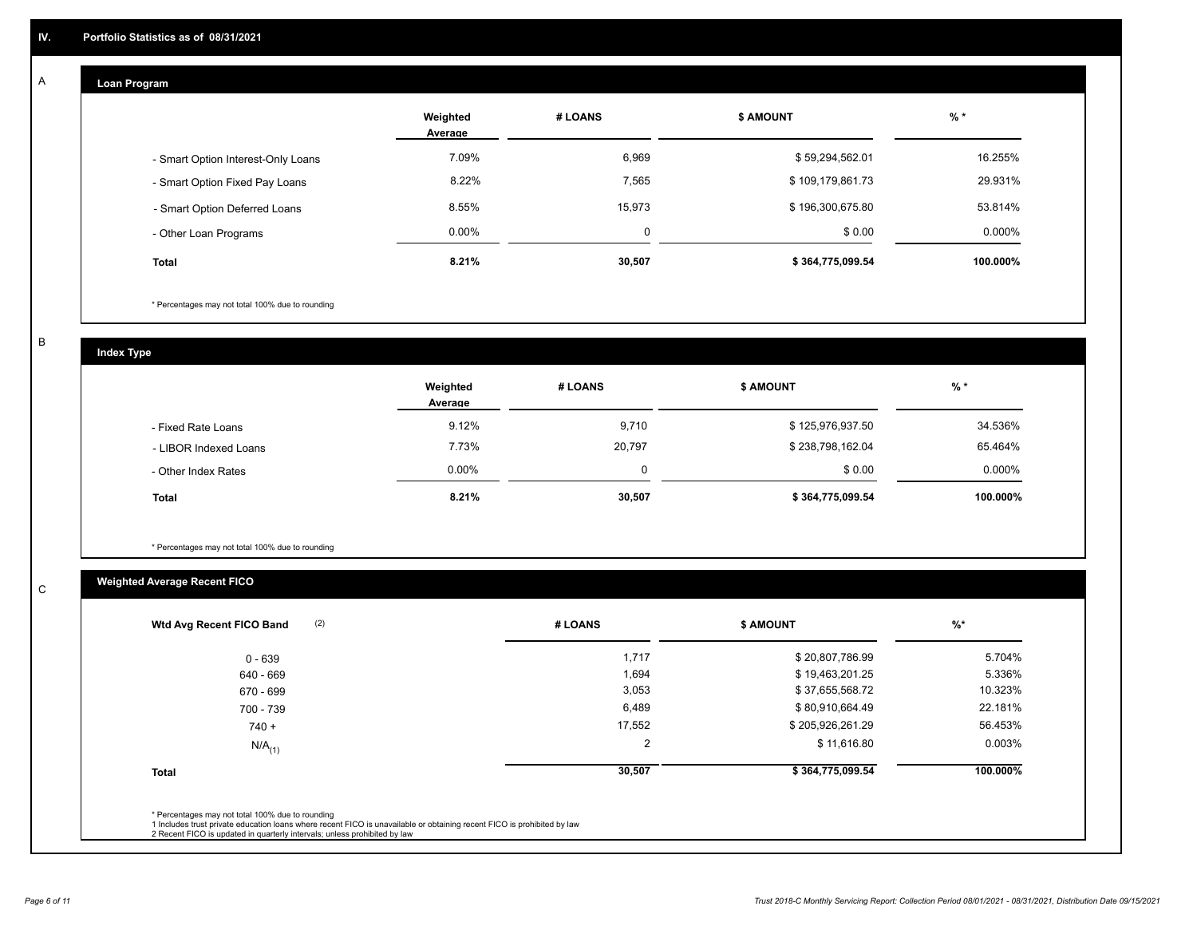## IV. Portfolio Statistics as of 08/31/2021

### A. Loan Program

| | Weighted Average | # LOANS | $ AMOUNT | % * |
|---|---|---|---|---|
| - Smart Option Interest-Only Loans | 7.09% | 6,969 | $ 59,294,562.01 | 16.255% |
| - Smart Option Fixed Pay Loans | 8.22% | 7,565 | $ 109,179,861.73 | 29.931% |
| - Smart Option Deferred Loans | 8.55% | 15,973 | $ 196,300,675.80 | 53.814% |
| - Other Loan Programs | 0.00% | 0 | $ 0.00 | 0.000% |
| **Total** | **8.21%** | **30,507** | **$ 364,775,099.54** | **100.000%** |

* Percentages may not total 100% due to rounding

### B. Index Type

| | Weighted Average | # LOANS | $ AMOUNT | % * |
|---|---|---|---|---|
| - Fixed Rate Loans | 9.12% | 9,710 | $ 125,976,937.50 | 34.536% |
| - LIBOR Indexed Loans | 7.73% | 20,797 | $ 238,798,162.04 | 65.464% |
| - Other Index Rates | 0.00% | 0 | $ 0.00 | 0.000% |
| **Total** | **8.21%** | **30,507** | **$ 364,775,099.54** | **100.000%** |

* Percentages may not total 100% due to rounding

### C. Weighted Average Recent FICO

| Wtd Avg Recent FICO Band (2) | # LOANS | $ AMOUNT | %* |
|---|---|---|---|
| 0 - 639 | 1,717 | $ 20,807,786.99 | 5.704% |
| 640 - 669 | 1,694 | $ 19,463,201.25 | 5.336% |
| 670 - 699 | 3,053 | $ 37,655,568.72 | 10.323% |
| 700 - 739 | 6,489 | $ 80,910,664.49 | 22.181% |
| 740 + | 17,552 | $ 205,926,261.29 | 56.453% |
| N/A (1) | 2 | $ 11,616.80 | 0.003% |
| **Total** | **30,507** | **$ 364,775,099.54** | **100.000%** |

* Percentages may not total 100% due to rounding
1 Includes trust private education loans where recent FICO is unavailable or obtaining recent FICO is prohibited by law
2 Recent FICO is updated in quarterly intervals; unless prohibited by law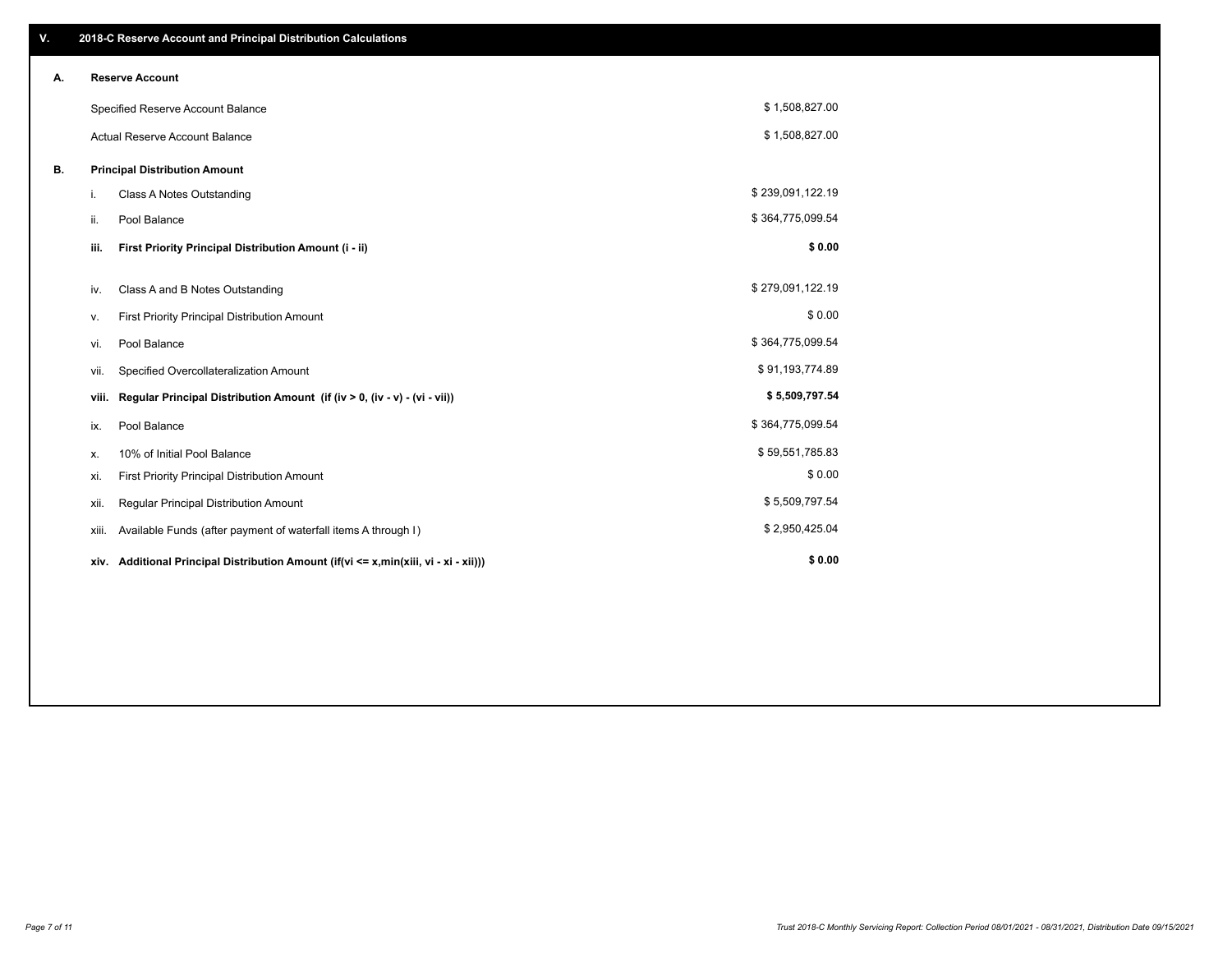## V. 2018-C Reserve Account and Principal Distribution Calculations

### A. Reserve Account

| | |
|---|---|
| Specified Reserve Account Balance | $ 1,508,827.00 |
| Actual Reserve Account Balance | $ 1,508,827.00 |

### B. Principal Distribution Amount

| | | |
|---|---|---|
| i. | Class A Notes Outstanding | $ 239,091,122.19 |
| ii. | Pool Balance | $ 364,775,099.54 |
| **iii.** | **First Priority Principal Distribution Amount (i - ii)** | **$ 0.00** |
| iv. | Class A and B Notes Outstanding | $ 279,091,122.19 |
| v. | First Priority Principal Distribution Amount | $ 0.00 |
| vi. | Pool Balance | $ 364,775,099.54 |
| vii. | Specified Overcollateralization Amount | $ 91,193,774.89 |
| **viii.** | **Regular Principal Distribution Amount (if (iv > 0, (iv - v) - (vi - vii))** | **$ 5,509,797.54** |
| ix. | Pool Balance | $ 364,775,099.54 |
| x. | 10% of Initial Pool Balance | $ 59,551,785.83 |
| xi. | First Priority Principal Distribution Amount | $ 0.00 |
| xii. | Regular Principal Distribution Amount | $ 5,509,797.54 |
| xiii. | Available Funds (after payment of waterfall items A through I) | $ 2,950,425.04 |
| **xiv.** | **Additional Principal Distribution Amount (if(vi <= x,min(xiii, vi - xi - xii)))** | **$ 0.00** |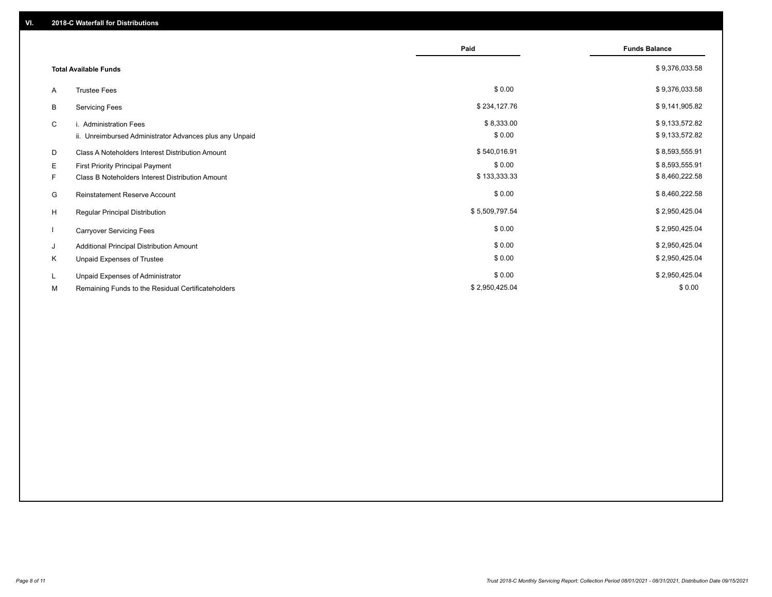## VI. 2018-C Waterfall for Distributions

| | | Paid | Funds Balance |
|---|---|---|---|
| | **Total Available Funds** | | $ 9,376,033.58 |
| A | Trustee Fees | $ 0.00 | $ 9,376,033.58 |
| B | Servicing Fees | $ 234,127.76 | $ 9,141,905.82 |
| C | i. Administration Fees | $ 8,333.00 | $ 9,133,572.82 |
| | ii. Unreimbursed Administrator Advances plus any Unpaid | $ 0.00 | $ 9,133,572.82 |
| D | Class A Noteholders Interest Distribution Amount | $ 540,016.91 | $ 8,593,555.91 |
| E | First Priority Principal Payment | $ 0.00 | $ 8,593,555.91 |
| F | Class B Noteholders Interest Distribution Amount | $ 133,333.33 | $ 8,460,222.58 |
| G | Reinstatement Reserve Account | $ 0.00 | $ 8,460,222.58 |
| H | Regular Principal Distribution | $ 5,509,797.54 | $ 2,950,425.04 |
| I | Carryover Servicing Fees | $ 0.00 | $ 2,950,425.04 |
| J | Additional Principal Distribution Amount | $ 0.00 | $ 2,950,425.04 |
| K | Unpaid Expenses of Trustee | $ 0.00 | $ 2,950,425.04 |
| L | Unpaid Expenses of Administrator | $ 0.00 | $ 2,950,425.04 |
| M | Remaining Funds to the Residual Certificateholders | $ 2,950,425.04 | $ 0.00 |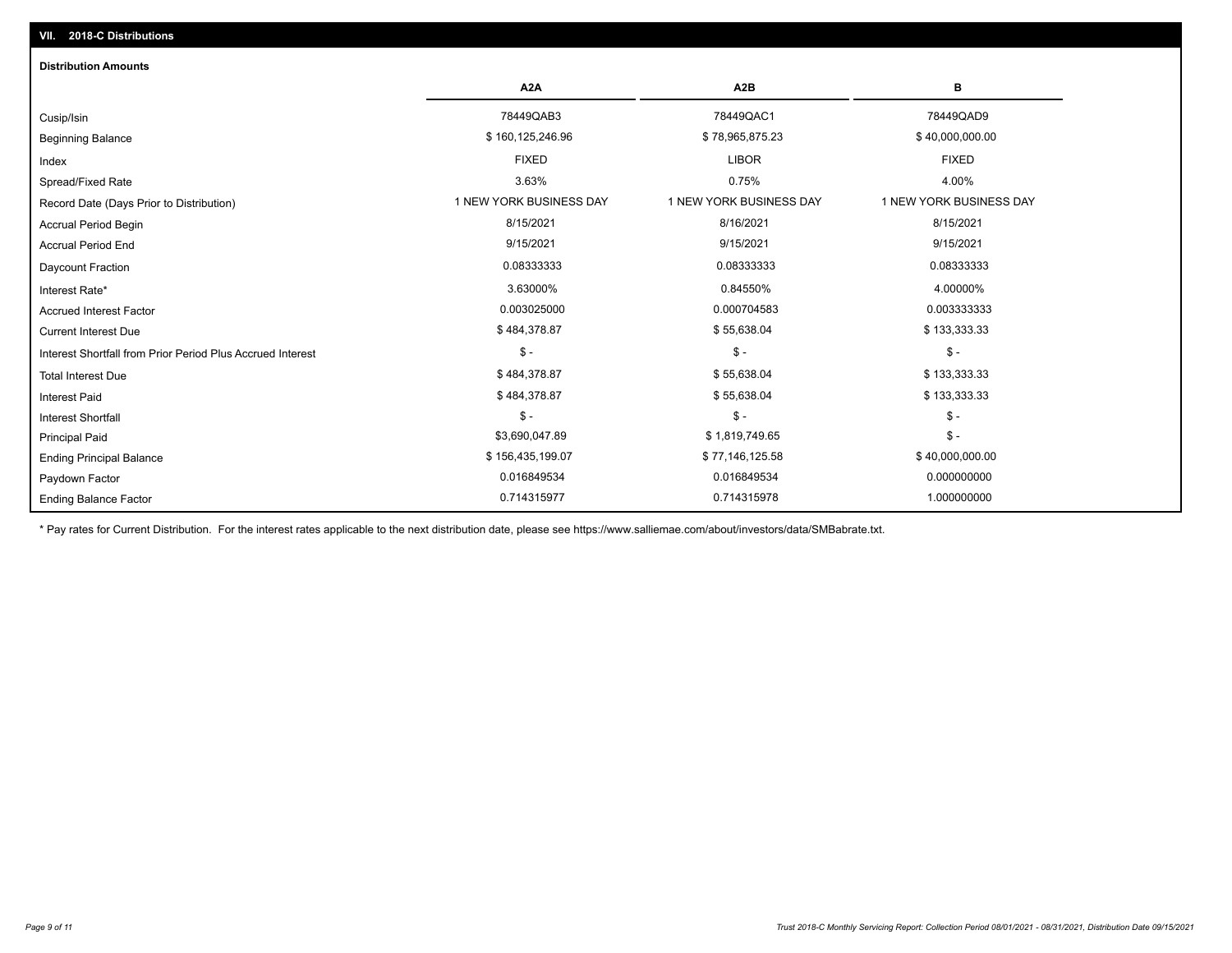## VII. 2018-C Distributions

### Distribution Amounts

| | A2A | A2B | B |
|---|---|---|---|
| Cusip/Isin | 78449QAB3 | 78449QAC1 | 78449QAD9 |
| Beginning Balance | $ 160,125,246.96 | $ 78,965,875.23 | $ 40,000,000.00 |
| Index | FIXED | LIBOR | FIXED |
| Spread/Fixed Rate | 3.63% | 0.75% | 4.00% |
| Record Date (Days Prior to Distribution) | 1 NEW YORK BUSINESS DAY | 1 NEW YORK BUSINESS DAY | 1 NEW YORK BUSINESS DAY |
| Accrual Period Begin | 8/15/2021 | 8/16/2021 | 8/15/2021 |
| Accrual Period End | 9/15/2021 | 9/15/2021 | 9/15/2021 |
| Daycount Fraction | 0.08333333 | 0.08333333 | 0.08333333 |
| Interest Rate* | 3.63000% | 0.84550% | 4.00000% |
| Accrued Interest Factor | 0.003025000 | 0.000704583 | 0.003333333 |
| Current Interest Due | $ 484,378.87 | $ 55,638.04 | $ 133,333.33 |
| Interest Shortfall from Prior Period Plus Accrued Interest | $ - | $ - | $ - |
| Total Interest Due | $ 484,378.87 | $ 55,638.04 | $ 133,333.33 |
| Interest Paid | $ 484,378.87 | $ 55,638.04 | $ 133,333.33 |
| Interest Shortfall | $ - | $ - | $ - |
| Principal Paid | $3,690,047.89 | $ 1,819,749.65 | $ - |
| Ending Principal Balance | $ 156,435,199.07 | $ 77,146,125.58 | $ 40,000,000.00 |
| Paydown Factor | 0.016849534 | 0.016849534 | 0.000000000 |
| Ending Balance Factor | 0.714315977 | 0.714315978 | 1.000000000 |

* Pay rates for Current Distribution. For the interest rates applicable to the next distribution date, please see https://www.salliemae.com/about/investors/data/SMBabrate.txt.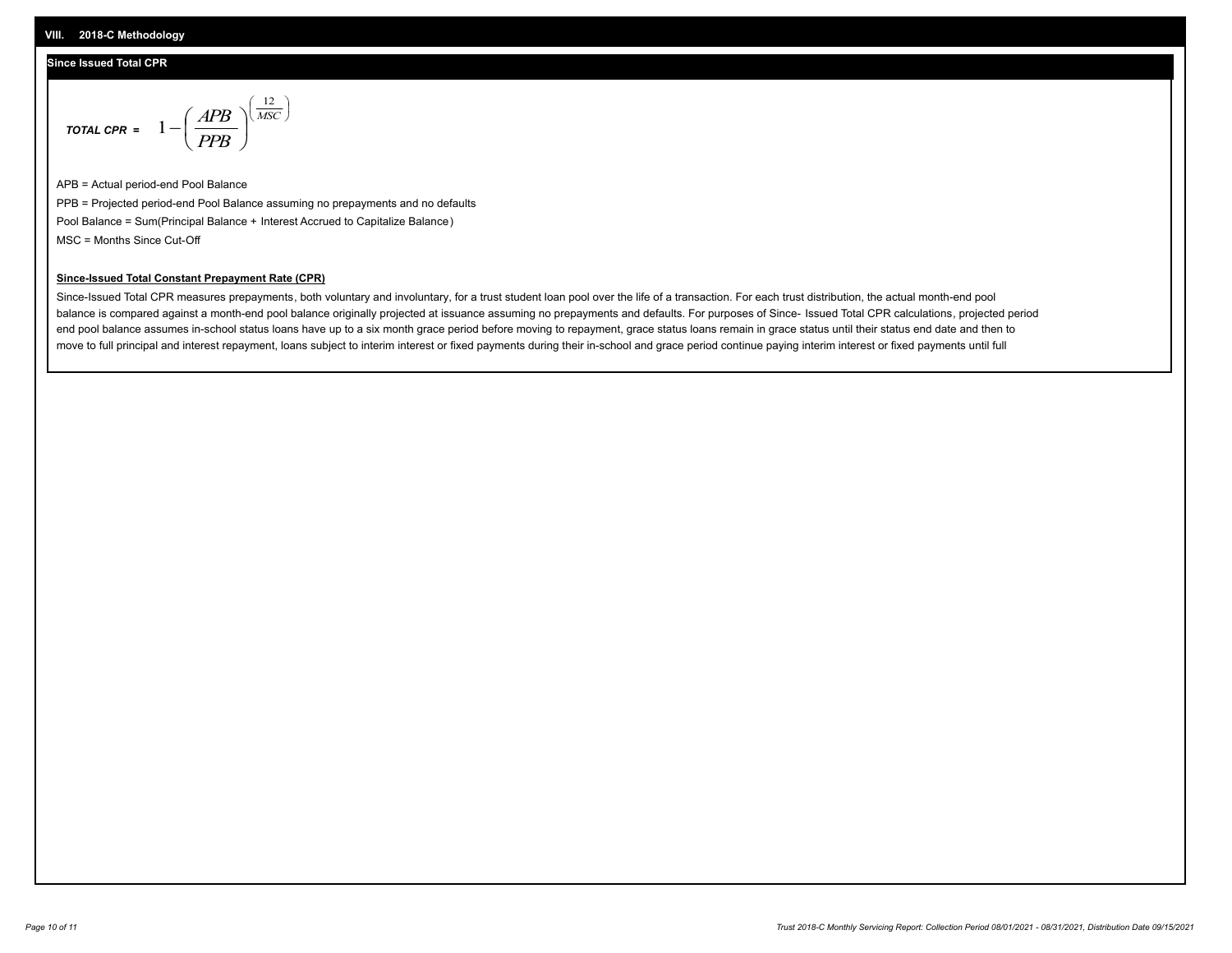## VIII. 2018-C Methodology

### Since Issued Total CPR

$$\textit{TOTAL CPR} = 1 - \left(\frac{APB}{PPB}\right)^{\left(\frac{12}{MSC}\right)}$$

APB = Actual period-end Pool Balance

PPB = Projected period-end Pool Balance assuming no prepayments and no defaults

Pool Balance = Sum(Principal Balance + Interest Accrued to Capitalize Balance)

MSC = Months Since Cut-Off

**Since-Issued Total Constant Prepayment Rate (CPR)**

Since-Issued Total CPR measures prepayments, both voluntary and involuntary, for a trust student loan pool over the life of a transaction. For each trust distribution, the actual month-end pool balance is compared against a month-end pool balance originally projected at issuance assuming no prepayments and defaults. For purposes of Since- Issued Total CPR calculations, projected period end pool balance assumes in-school status loans have up to a six month grace period before moving to repayment, grace status loans remain in grace status until their status end date and then to move to full principal and interest repayment, loans subject to interim interest or fixed payments during their in-school and grace period continue paying interim interest or fixed payments until full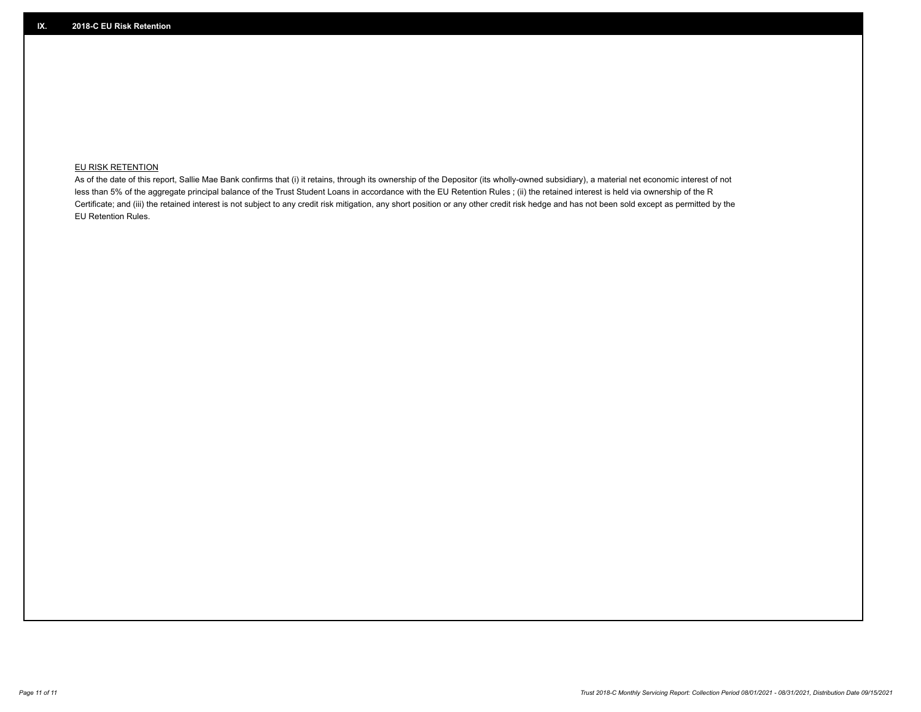## IX. 2018-C EU Risk Retention

EU RISK RETENTION

As of the date of this report, Sallie Mae Bank confirms that (i) it retains, through its ownership of the Depositor (its wholly-owned subsidiary), a material net economic interest of not less than 5% of the aggregate principal balance of the Trust Student Loans in accordance with the EU Retention Rules ; (ii) the retained interest is held via ownership of the R Certificate; and (iii) the retained interest is not subject to any credit risk mitigation, any short position or any other credit risk hedge and has not been sold except as permitted by the EU Retention Rules.